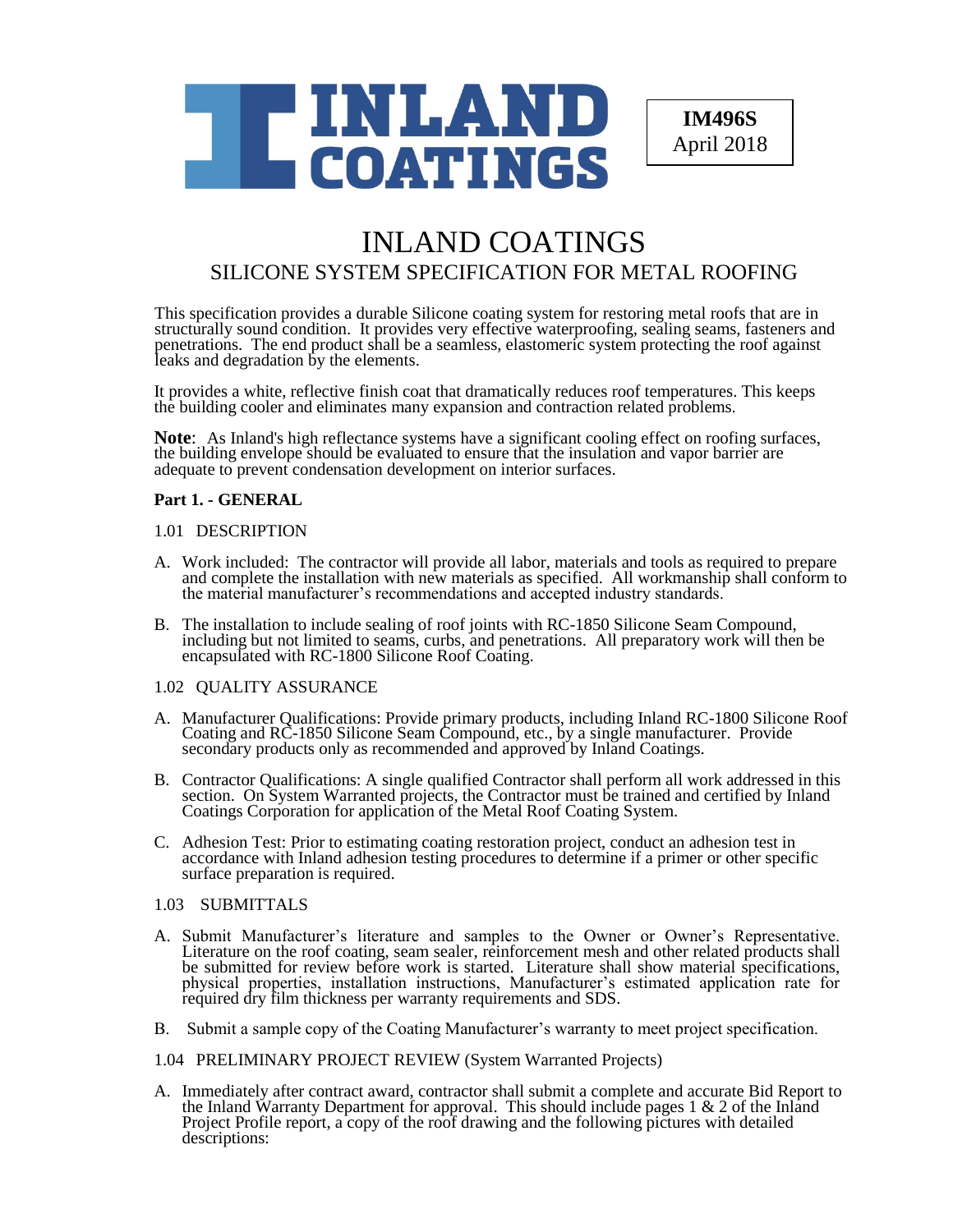INLAND COATINGS

**IM496S**
April 2018

# INLAND COATINGS
## SILICONE SYSTEM SPECIFICATION FOR METAL ROOFING

This specification provides a durable Silicone coating system for restoring metal roofs that are in structurally sound condition. It provides very effective waterproofing, sealing seams, fasteners and penetrations. The end product shall be a seamless, elastomeric system protecting the roof against leaks and degradation by the elements.

It provides a white, reflective finish coat that dramatically reduces roof temperatures. This keeps the building cooler and eliminates many expansion and contraction related problems.

**Note**: As Inland's high reflectance systems have a significant cooling effect on roofing surfaces, the building envelope should be evaluated to ensure that the insulation and vapor barrier are adequate to prevent condensation development on interior surfaces.

### Part 1. - GENERAL

1.01 DESCRIPTION

A. Work included: The contractor will provide all labor, materials and tools as required to prepare and complete the installation with new materials as specified. All workmanship shall conform to the material manufacturer's recommendations and accepted industry standards.

B. The installation to include sealing of roof joints with RC-1850 Silicone Seam Compound, including but not limited to seams, curbs, and penetrations. All preparatory work will then be encapsulated with RC-1800 Silicone Roof Coating.

1.02 QUALITY ASSURANCE

A. Manufacturer Qualifications: Provide primary products, including Inland RC-1800 Silicone Roof Coating and RC-1850 Silicone Seam Compound, etc., by a single manufacturer. Provide secondary products only as recommended and approved by Inland Coatings.

B. Contractor Qualifications: A single qualified Contractor shall perform all work addressed in this section. On System Warranted projects, the Contractor must be trained and certified by Inland Coatings Corporation for application of the Metal Roof Coating System.

C. Adhesion Test: Prior to estimating coating restoration project, conduct an adhesion test in accordance with Inland adhesion testing procedures to determine if a primer or other specific surface preparation is required.

1.03 SUBMITTALS

A. Submit Manufacturer's literature and samples to the Owner or Owner's Representative. Literature on the roof coating, seam sealer, reinforcement mesh and other related products shall be submitted for review before work is started. Literature shall show material specifications, physical properties, installation instructions, Manufacturer's estimated application rate for required dry film thickness per warranty requirements and SDS.

B. Submit a sample copy of the Coating Manufacturer's warranty to meet project specification.

1.04 PRELIMINARY PROJECT REVIEW (System Warranted Projects)

A. Immediately after contract award, contractor shall submit a complete and accurate Bid Report to the Inland Warranty Department for approval. This should include pages 1 & 2 of the Inland Project Profile report, a copy of the roof drawing and the following pictures with detailed descriptions: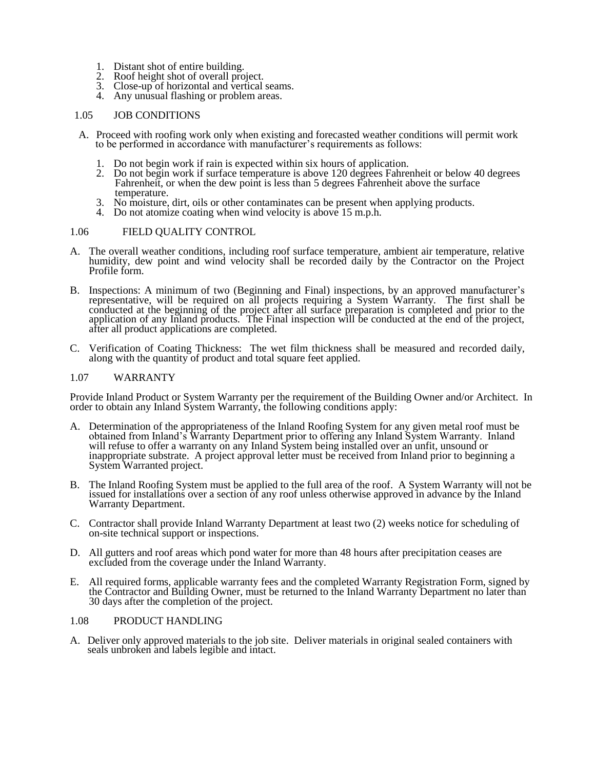1. Distant shot of entire building.
2. Roof height shot of overall project.
3. Close-up of horizontal and vertical seams.
4. Any unusual flashing or problem areas.

1.05 JOB CONDITIONS

A. Proceed with roofing work only when existing and forecasted weather conditions will permit work to be performed in accordance with manufacturer's requirements as follows:

1. Do not begin work if rain is expected within six hours of application.
2. Do not begin work if surface temperature is above 120 degrees Fahrenheit or below 40 degrees Fahrenheit, or when the dew point is less than 5 degrees Fahrenheit above the surface temperature.
3. No moisture, dirt, oils or other contaminates can be present when applying products.
4. Do not atomize coating when wind velocity is above 15 m.p.h.

1.06 FIELD QUALITY CONTROL

A. The overall weather conditions, including roof surface temperature, ambient air temperature, relative humidity, dew point and wind velocity shall be recorded daily by the Contractor on the Project Profile form.

B. Inspections: A minimum of two (Beginning and Final) inspections, by an approved manufacturer's representative, will be required on all projects requiring a System Warranty. The first shall be conducted at the beginning of the project after all surface preparation is completed and prior to the application of any Inland products. The Final inspection will be conducted at the end of the project, after all product applications are completed.

C. Verification of Coating Thickness: The wet film thickness shall be measured and recorded daily, along with the quantity of product and total square feet applied.

1.07 WARRANTY

Provide Inland Product or System Warranty per the requirement of the Building Owner and/or Architect. In order to obtain any Inland System Warranty, the following conditions apply:

A. Determination of the appropriateness of the Inland Roofing System for any given metal roof must be obtained from Inland's Warranty Department prior to offering any Inland System Warranty. Inland will refuse to offer a warranty on any Inland System being installed over an unfit, unsound or inappropriate substrate. A project approval letter must be received from Inland prior to beginning a System Warranted project.

B. The Inland Roofing System must be applied to the full area of the roof. A System Warranty will not be issued for installations over a section of any roof unless otherwise approved in advance by the Inland Warranty Department.

C. Contractor shall provide Inland Warranty Department at least two (2) weeks notice for scheduling of on-site technical support or inspections.

D. All gutters and roof areas which pond water for more than 48 hours after precipitation ceases are excluded from the coverage under the Inland Warranty.

E. All required forms, applicable warranty fees and the completed Warranty Registration Form, signed by the Contractor and Building Owner, must be returned to the Inland Warranty Department no later than 30 days after the completion of the project.

1.08 PRODUCT HANDLING

A. Deliver only approved materials to the job site. Deliver materials in original sealed containers with seals unbroken and labels legible and intact.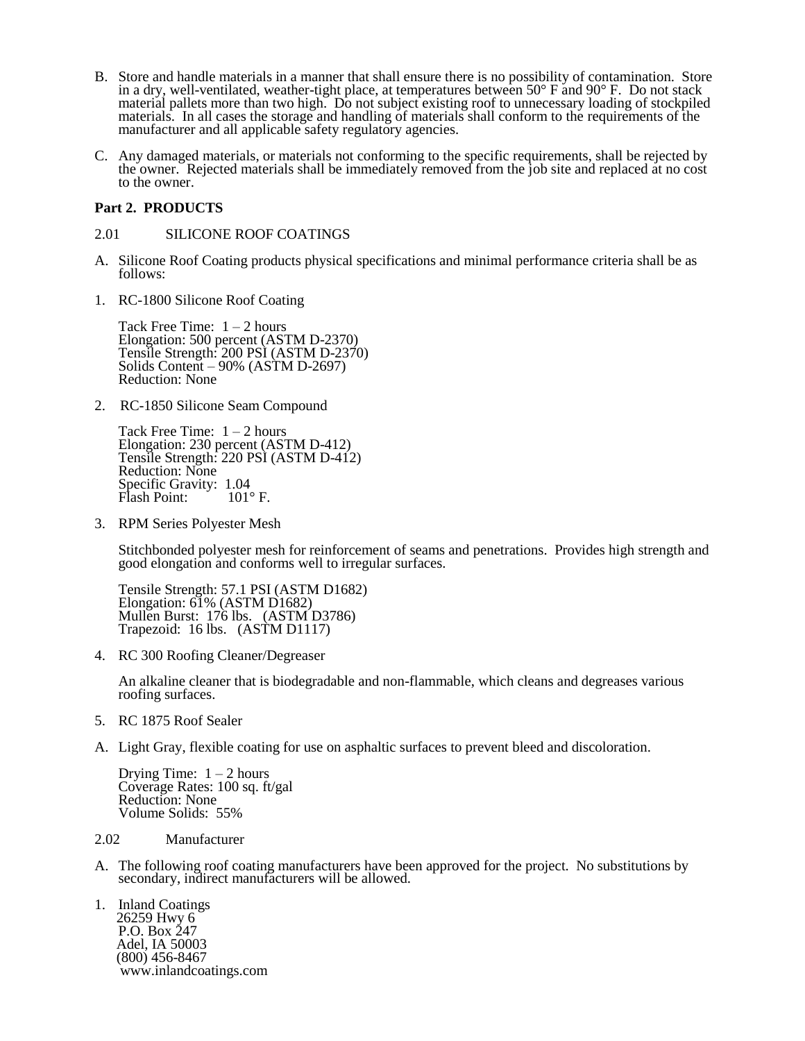B. Store and handle materials in a manner that shall ensure there is no possibility of contamination. Store in a dry, well-ventilated, weather-tight place, at temperatures between 50° F and 90° F. Do not stack material pallets more than two high. Do not subject existing roof to unnecessary loading of stockpiled materials. In all cases the storage and handling of materials shall conform to the requirements of the manufacturer and all applicable safety regulatory agencies.

C. Any damaged materials, or materials not conforming to the specific requirements, shall be rejected by the owner. Rejected materials shall be immediately removed from the job site and replaced at no cost to the owner.

**Part 2. PRODUCTS**

2.01 SILICONE ROOF COATINGS

A. Silicone Roof Coating products physical specifications and minimal performance criteria shall be as follows:

1. RC-1800 Silicone Roof Coating

   Tack Free Time: 1 – 2 hours
   Elongation: 500 percent (ASTM D-2370)
   Tensile Strength: 200 PSI (ASTM D-2370)
   Solids Content – 90% (ASTM D-2697)
   Reduction: None

2. RC-1850 Silicone Seam Compound

   Tack Free Time: 1 – 2 hours
   Elongation: 230 percent (ASTM D-412)
   Tensile Strength: 220 PSI (ASTM D-412)
   Reduction: None
   Specific Gravity: 1.04
   Flash Point: 101° F.

3. RPM Series Polyester Mesh

   Stitchbonded polyester mesh for reinforcement of seams and penetrations. Provides high strength and good elongation and conforms well to irregular surfaces.

   Tensile Strength: 57.1 PSI (ASTM D1682)
   Elongation: 61% (ASTM D1682)
   Mullen Burst: 176 lbs. (ASTM D3786)
   Trapezoid: 16 lbs. (ASTM D1117)

4. RC 300 Roofing Cleaner/Degreaser

   An alkaline cleaner that is biodegradable and non-flammable, which cleans and degreases various roofing surfaces.

5. RC 1875 Roof Sealer

A. Light Gray, flexible coating for use on asphaltic surfaces to prevent bleed and discoloration.

   Drying Time: 1 – 2 hours
   Coverage Rates: 100 sq. ft/gal
   Reduction: None
   Volume Solids: 55%

2.02 Manufacturer

A. The following roof coating manufacturers have been approved for the project. No substitutions by secondary, indirect manufacturers will be allowed.

1. Inland Coatings
   26259 Hwy 6
   P.O. Box 247
   Adel, IA 50003
   (800) 456-8467
   www.inlandcoatings.com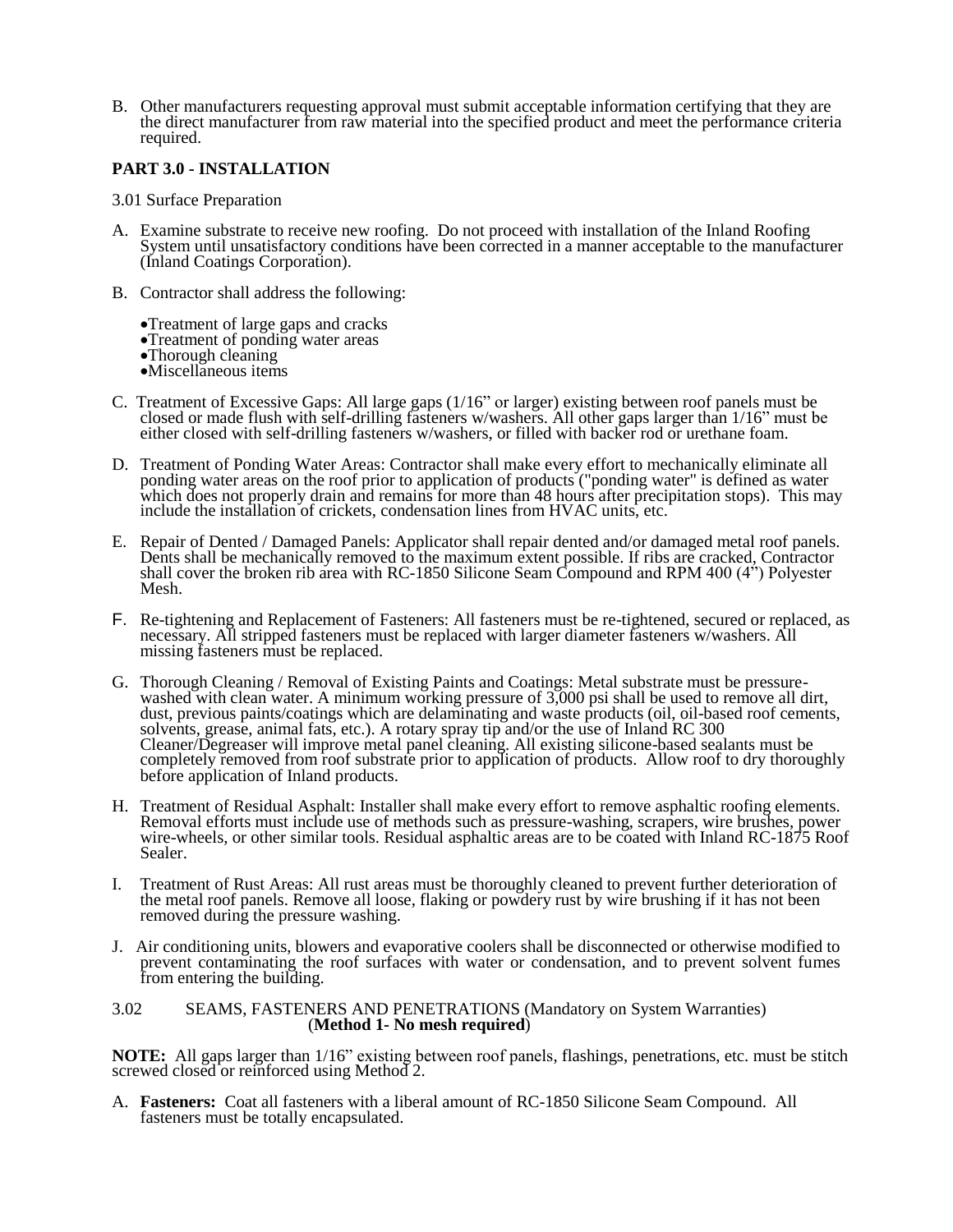B. Other manufacturers requesting approval must submit acceptable information certifying that they are the direct manufacturer from raw material into the specified product and meet the performance criteria required.

## PART 3.0 - INSTALLATION

3.01 Surface Preparation

A. Examine substrate to receive new roofing. Do not proceed with installation of the Inland Roofing System until unsatisfactory conditions have been corrected in a manner acceptable to the manufacturer (Inland Coatings Corporation).

B. Contractor shall address the following:

- Treatment of large gaps and cracks
- Treatment of ponding water areas
- Thorough cleaning
- Miscellaneous items

C. Treatment of Excessive Gaps: All large gaps (1/16" or larger) existing between roof panels must be closed or made flush with self-drilling fasteners w/washers. All other gaps larger than 1/16" must be either closed with self-drilling fasteners w/washers, or filled with backer rod or urethane foam.

D. Treatment of Ponding Water Areas: Contractor shall make every effort to mechanically eliminate all ponding water areas on the roof prior to application of products ("ponding water" is defined as water which does not properly drain and remains for more than 48 hours after precipitation stops). This may include the installation of crickets, condensation lines from HVAC units, etc.

E. Repair of Dented / Damaged Panels: Applicator shall repair dented and/or damaged metal roof panels. Dents shall be mechanically removed to the maximum extent possible. If ribs are cracked, Contractor shall cover the broken rib area with RC-1850 Silicone Seam Compound and RPM 400 (4") Polyester Mesh.

F. Re-tightening and Replacement of Fasteners: All fasteners must be re-tightened, secured or replaced, as necessary. All stripped fasteners must be replaced with larger diameter fasteners w/washers. All missing fasteners must be replaced.

G. Thorough Cleaning / Removal of Existing Paints and Coatings: Metal substrate must be pressure-washed with clean water. A minimum working pressure of 3,000 psi shall be used to remove all dirt, dust, previous paints/coatings which are delaminating and waste products (oil, oil-based roof cements, solvents, grease, animal fats, etc.). A rotary spray tip and/or the use of Inland RC 300 Cleaner/Degreaser will improve metal panel cleaning. All existing silicone-based sealants must be completely removed from roof substrate prior to application of products. Allow roof to dry thoroughly before application of Inland products.

H. Treatment of Residual Asphalt: Installer shall make every effort to remove asphaltic roofing elements. Removal efforts must include use of methods such as pressure-washing, scrapers, wire brushes, power wire-wheels, or other similar tools. Residual asphaltic areas are to be coated with Inland RC-1875 Roof Sealer.

I. Treatment of Rust Areas: All rust areas must be thoroughly cleaned to prevent further deterioration of the metal roof panels. Remove all loose, flaking or powdery rust by wire brushing if it has not been removed during the pressure washing.

J. Air conditioning units, blowers and evaporative coolers shall be disconnected or otherwise modified to prevent contaminating the roof surfaces with water or condensation, and to prevent solvent fumes from entering the building.

3.02 SEAMS, FASTENERS AND PENETRATIONS (Mandatory on System Warranties)
(**Method 1- No mesh required**)

**NOTE:** All gaps larger than 1/16" existing between roof panels, flashings, penetrations, etc. must be stitch screwed closed or reinforced using Method 2.

A. **Fasteners:** Coat all fasteners with a liberal amount of RC-1850 Silicone Seam Compound. All fasteners must be totally encapsulated.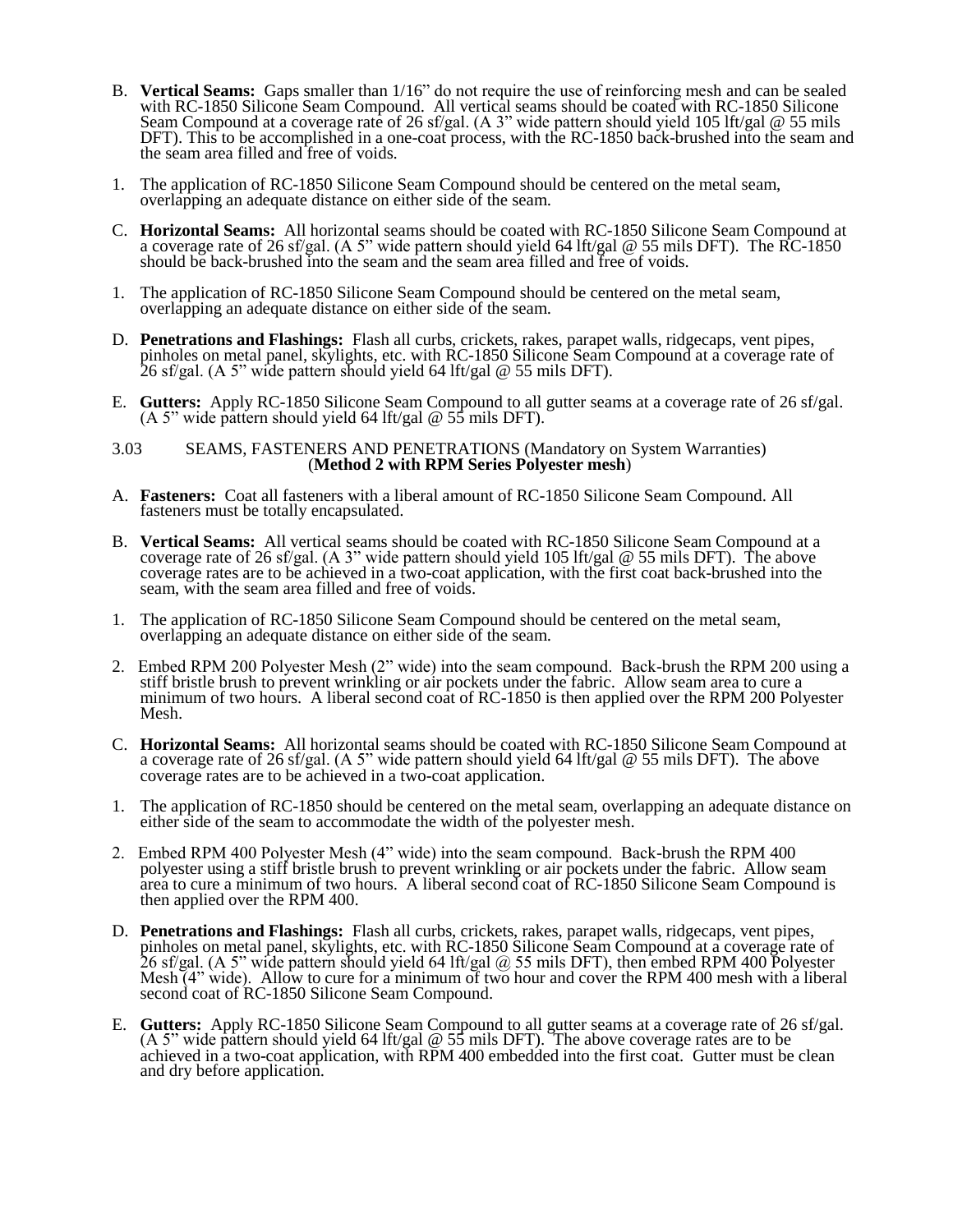B. **Vertical Seams:** Gaps smaller than 1/16" do not require the use of reinforcing mesh and can be sealed with RC-1850 Silicone Seam Compound. All vertical seams should be coated with RC-1850 Silicone Seam Compound at a coverage rate of 26 sf/gal. (A 3" wide pattern should yield 105 lft/gal @ 55 mils DFT). This to be accomplished in a one-coat process, with the RC-1850 back-brushed into the seam and the seam area filled and free of voids.

1. The application of RC-1850 Silicone Seam Compound should be centered on the metal seam, overlapping an adequate distance on either side of the seam.

C. **Horizontal Seams:** All horizontal seams should be coated with RC-1850 Silicone Seam Compound at a coverage rate of 26 sf/gal. (A 5" wide pattern should yield 64 lft/gal @ 55 mils DFT). The RC-1850 should be back-brushed into the seam and the seam area filled and free of voids.

1. The application of RC-1850 Silicone Seam Compound should be centered on the metal seam, overlapping an adequate distance on either side of the seam.

D. **Penetrations and Flashings:** Flash all curbs, crickets, rakes, parapet walls, ridgecaps, vent pipes, pinholes on metal panel, skylights, etc. with RC-1850 Silicone Seam Compound at a coverage rate of 26 sf/gal. (A 5" wide pattern should yield 64 lft/gal @ 55 mils DFT).

E. **Gutters:** Apply RC-1850 Silicone Seam Compound to all gutter seams at a coverage rate of 26 sf/gal. (A 5" wide pattern should yield 64 lft/gal @ 55 mils DFT).

3.03 SEAMS, FASTENERS AND PENETRATIONS (Mandatory on System Warranties)
(**Method 2 with RPM Series Polyester mesh**)

A. **Fasteners:** Coat all fasteners with a liberal amount of RC-1850 Silicone Seam Compound. All fasteners must be totally encapsulated.

B. **Vertical Seams:** All vertical seams should be coated with RC-1850 Silicone Seam Compound at a coverage rate of 26 sf/gal. (A 3" wide pattern should yield 105 lft/gal @ 55 mils DFT). The above coverage rates are to be achieved in a two-coat application, with the first coat back-brushed into the seam, with the seam area filled and free of voids.

1. The application of RC-1850 Silicone Seam Compound should be centered on the metal seam, overlapping an adequate distance on either side of the seam.

2. Embed RPM 200 Polyester Mesh (2" wide) into the seam compound. Back-brush the RPM 200 using a stiff bristle brush to prevent wrinkling or air pockets under the fabric. Allow seam area to cure a minimum of two hours. A liberal second coat of RC-1850 is then applied over the RPM 200 Polyester Mesh.

C. **Horizontal Seams:** All horizontal seams should be coated with RC-1850 Silicone Seam Compound at a coverage rate of 26 sf/gal. (A 5" wide pattern should yield 64 lft/gal @ 55 mils DFT). The above coverage rates are to be achieved in a two-coat application.

1. The application of RC-1850 should be centered on the metal seam, overlapping an adequate distance on either side of the seam to accommodate the width of the polyester mesh.

2. Embed RPM 400 Polyester Mesh (4" wide) into the seam compound. Back-brush the RPM 400 polyester using a stiff bristle brush to prevent wrinkling or air pockets under the fabric. Allow seam area to cure a minimum of two hours. A liberal second coat of RC-1850 Silicone Seam Compound is then applied over the RPM 400.

D. **Penetrations and Flashings:** Flash all curbs, crickets, rakes, parapet walls, ridgecaps, vent pipes, pinholes on metal panel, skylights, etc. with RC-1850 Silicone Seam Compound at a coverage rate of 26 sf/gal. (A 5" wide pattern should yield 64 lft/gal @ 55 mils DFT), then embed RPM 400 Polyester Mesh (4" wide). Allow to cure for a minimum of two hour and cover the RPM 400 mesh with a liberal second coat of RC-1850 Silicone Seam Compound.

E. **Gutters:** Apply RC-1850 Silicone Seam Compound to all gutter seams at a coverage rate of 26 sf/gal. (A 5" wide pattern should yield 64 lft/gal @ 55 mils DFT). The above coverage rates are to be achieved in a two-coat application, with RPM 400 embedded into the first coat. Gutter must be clean and dry before application.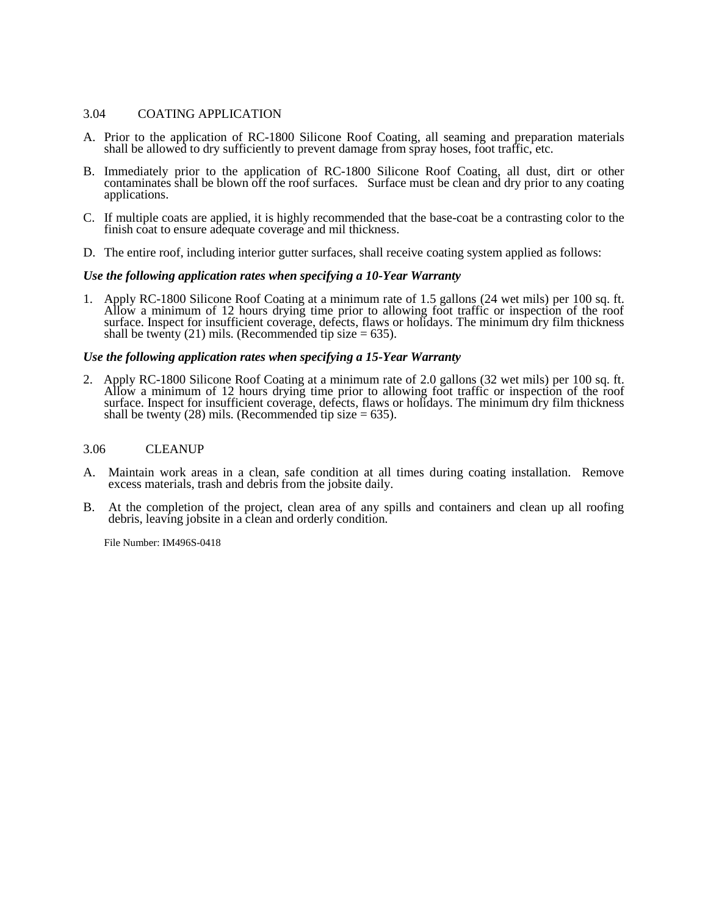3.04 COATING APPLICATION

A. Prior to the application of RC-1800 Silicone Roof Coating, all seaming and preparation materials shall be allowed to dry sufficiently to prevent damage from spray hoses, foot traffic, etc.

B. Immediately prior to the application of RC-1800 Silicone Roof Coating, all dust, dirt or other contaminates shall be blown off the roof surfaces. Surface must be clean and dry prior to any coating applications.

C. If multiple coats are applied, it is highly recommended that the base-coat be a contrasting color to the finish coat to ensure adequate coverage and mil thickness.

D. The entire roof, including interior gutter surfaces, shall receive coating system applied as follows:

***Use the following application rates when specifying a 10-Year Warranty***

1. Apply RC-1800 Silicone Roof Coating at a minimum rate of 1.5 gallons (24 wet mils) per 100 sq. ft. Allow a minimum of 12 hours drying time prior to allowing foot traffic or inspection of the roof surface. Inspect for insufficient coverage, defects, flaws or holidays. The minimum dry film thickness shall be twenty (21) mils. (Recommended tip size = 635).

***Use the following application rates when specifying a 15-Year Warranty***

2. Apply RC-1800 Silicone Roof Coating at a minimum rate of 2.0 gallons (32 wet mils) per 100 sq. ft. Allow a minimum of 12 hours drying time prior to allowing foot traffic or inspection of the roof surface. Inspect for insufficient coverage, defects, flaws or holidays. The minimum dry film thickness shall be twenty (28) mils. (Recommended tip size = 635).

3.06 CLEANUP

A. Maintain work areas in a clean, safe condition at all times during coating installation. Remove excess materials, trash and debris from the jobsite daily.

B. At the completion of the project, clean area of any spills and containers and clean up all roofing debris, leaving jobsite in a clean and orderly condition.

File Number: IM496S-0418